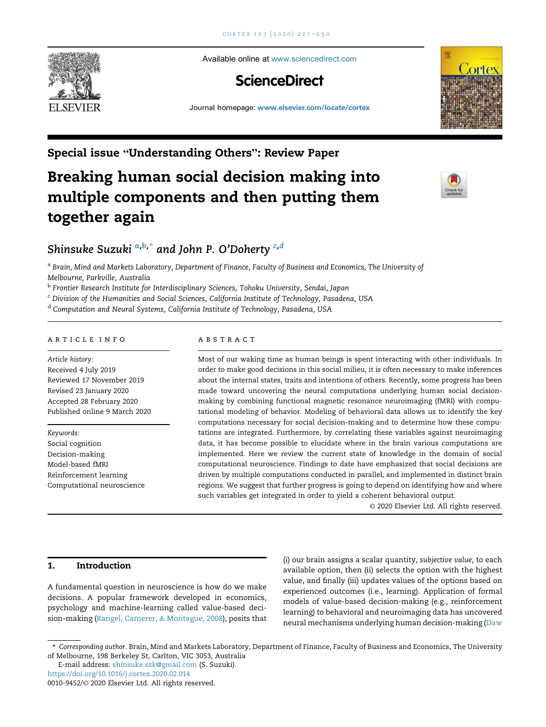Special issue "Understanding Others": Review Paper

# Breaking human social decision making into multiple components and then putting them together again

*Shinsuke Suzuki* [a,b,*] *and John P. O'Doherty* [c,d]

[a] *Brain, Mind and Markets Laboratory, Department of Finance, Faculty of Business and Economics, The University of Melbourne, Parkville, Australia*

[b] *Frontier Research Institute for Interdisciplinary Sciences, Tohoku University, Sendai, Japan*

[c] *Division of the Humanities and Social Sciences, California Institute of Technology, Pasadena, USA*

[d] *Computation and Neural Systems, California Institute of Technology, Pasadena, USA*

## ARTICLE INFO

*Article history:*
Received 4 July 2019
Reviewed 17 November 2019
Revised 23 January 2020
Accepted 28 February 2020
Published online 9 March 2020

*Keywords:*
Social cognition
Decision-making
Model-based fMRI
Reinforcement learning
Computational neuroscience

## ABSTRACT

Most of our waking time as human beings is spent interacting with other individuals. In order to make good decisions in this social milieu, it is often necessary to make inferences about the internal states, traits and intentions of others. Recently, some progress has been made toward uncovering the neural computations underlying human social decision-making by combining functional magnetic resonance neuroimaging (fMRI) with computational modeling of behavior. Modeling of behavioral data allows us to identify the key computations necessary for social decision-making and to determine how these computations are integrated. Furthermore, by correlating these variables against neuroimaging data, it has become possible to elucidate where in the brain various computations are implemented. Here we review the current state of knowledge in the domain of social computational neuroscience. Findings to date have emphasized that social decisions are driven by multiple computations conducted in parallel, and implemented in distinct brain regions. We suggest that further progress is going to depend on identifying how and where such variables get integrated in order to yield a coherent behavioral output.

© 2020 Elsevier Ltd. All rights reserved.

## 1. Introduction

A fundamental question in neuroscience is how do we make decisions. A popular framework developed in economics, psychology and machine-learning called value-based decision-making (Rangel, Camerer, & Montague, 2008), posits that (i) our brain assigns a scalar quantity, *subjective value*, to each available option, then (ii) selects the option with the highest value, and finally (iii) updates values of the options based on experienced outcomes (i.e., learning). Application of formal models of value-based decision-making (e.g., reinforcement learning) to behavioral and neuroimaging data has uncovered neural mechanisms underlying human decision-making (Daw

\* *Corresponding author*. Brain, Mind and Markets Laboratory, Department of Finance, Faculty of Business and Economics, The University of Melbourne, 198 Berkeley St, Carlton, VIC 3053, Australia

E-mail address: shinsuke.szk@gmail.com (S. Suzuki).

https://doi.org/10.1016/j.cortex.2020.02.014

0010-9452/© 2020 Elsevier Ltd. All rights reserved.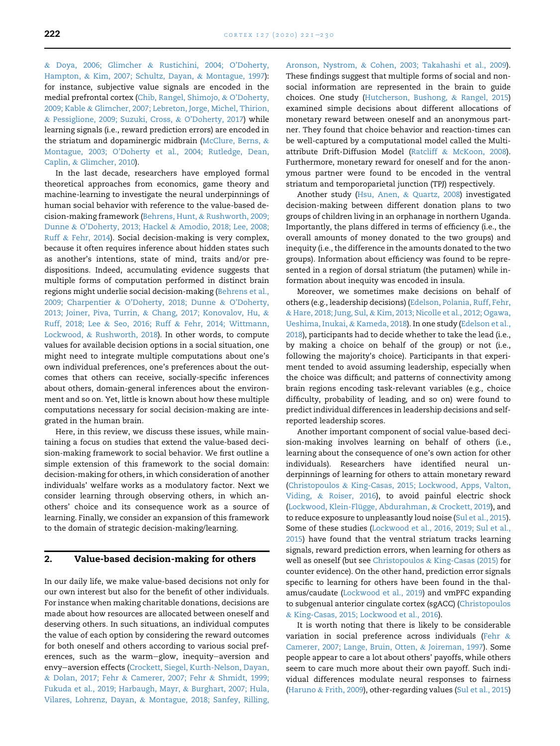& Doya, 2006; Glimcher & Rustichini, 2004; O'Doherty, Hampton, & Kim, 2007; Schultz, Dayan, & Montague, 1997): for instance, subjective value signals are encoded in the medial prefrontal cortex (Chib, Rangel, Shimojo, & O'Doherty, 2009; Kable & Glimcher, 2007; Lebreton, Jorge, Michel, Thirion, & Pessiglione, 2009; Suzuki, Cross, & O'Doherty, 2017) while learning signals (i.e., reward prediction errors) are encoded in the striatum and dopaminergic midbrain (McClure, Berns, & Montague, 2003; O'Doherty et al., 2004; Rutledge, Dean, Caplin, & Glimcher, 2010).

In the last decade, researchers have employed formal theoretical approaches from economics, game theory and machine-learning to investigate the neural underpinnings of human social behavior with reference to the value-based decision-making framework (Behrens, Hunt, & Rushworth, 2009; Dunne & O'Doherty, 2013; Hackel & Amodio, 2018; Lee, 2008; Ruff & Fehr, 2014). Social decision-making is very complex, because it often requires inference about hidden states such as another's intentions, state of mind, traits and/or predispositions. Indeed, accumulating evidence suggests that multiple forms of computation performed in distinct brain regions might underlie social decision-making (Behrens et al., 2009; Charpentier & O'Doherty, 2018; Dunne & O'Doherty, 2013; Joiner, Piva, Turrin, & Chang, 2017; Konovalov, Hu, & Ruff, 2018; Lee & Seo, 2016; Ruff & Fehr, 2014; Wittmann, Lockwood, & Rushworth, 2018). In other words, to compute values for available decision options in a social situation, one might need to integrate multiple computations about one's own individual preferences, one's preferences about the outcomes that others can receive, socially-specific inferences about others, domain-general inferences about the environment and so on. Yet, little is known about how these multiple computations necessary for social decision-making are integrated in the human brain.

Here, in this review, we discuss these issues, while maintaining a focus on studies that extend the value-based decision-making framework to social behavior. We first outline a simple extension of this framework to the social domain: decision-making for others, in which consideration of another individuals' welfare works as a modulatory factor. Next we consider learning through observing others, in which anothers' choice and its consequence work as a source of learning. Finally, we consider an expansion of this framework to the domain of strategic decision-making/learning.

## 2. Value-based decision-making for others

In our daily life, we make value-based decisions not only for our own interest but also for the benefit of other individuals. For instance when making charitable donations, decisions are made about how resources are allocated between oneself and deserving others. In such situations, an individual computes the value of each option by considering the reward outcomes for both oneself and others according to various social preferences, such as the warm–glow, inequity–aversion and envy–aversion effects (Crockett, Siegel, Kurth-Nelson, Dayan, & Dolan, 2017; Fehr & Camerer, 2007; Fehr & Shmidt, 1999; Fukuda et al., 2019; Harbaugh, Mayr, & Burghart, 2007; Hula, Vilares, Lohrenz, Dayan, & Montague, 2018; Sanfey, Rilling, Aronson, Nystrom, & Cohen, 2003; Takahashi et al., 2009). These findings suggest that multiple forms of social and non-social information are represented in the brain to guide choices. One study (Hutcherson, Bushong, & Rangel, 2015) examined simple decisions about different allocations of monetary reward between oneself and an anonymous partner. They found that choice behavior and reaction-times can be well-captured by a computational model called the Multi-attribute Drift-Diffusion Model (Ratcliff & McKoon, 2008). Furthermore, monetary reward for oneself and for the anonymous partner were found to be encoded in the ventral striatum and temporoparietal junction (TPJ) respectively.

Another study (Hsu, Anen, & Quartz, 2008) investigated decision-making between different donation plans to two groups of children living in an orphanage in northern Uganda. Importantly, the plans differed in terms of efficiency (i.e., the overall amounts of money donated to the two groups) and inequity (i.e., the difference in the amounts donated to the two groups). Information about efficiency was found to be represented in a region of dorsal striatum (the putamen) while information about inequity was encoded in insula.

Moreover, we sometimes make decisions on behalf of others (e.g., leadership decisions) (Edelson, Polania, Ruff, Fehr, & Hare, 2018; Jung, Sul, & Kim, 2013; Nicolle et al., 2012; Ogawa, Ueshima, Inukai, & Kameda, 2018). In one study (Edelson et al., 2018), participants had to decide whether to take the lead (i.e., by making a choice on behalf of the group) or not (i.e., following the majority's choice). Participants in that experiment tended to avoid assuming leadership, especially when the choice was difficult; and patterns of connectivity among brain regions encoding task-relevant variables (e.g., choice difficulty, probability of leading, and so on) were found to predict individual differences in leadership decisions and self-reported leadership scores.

Another important component of social value-based decision-making involves learning on behalf of others (i.e., learning about the consequence of one's own action for other individuals). Researchers have identified neural underpinnings of learning for others to attain monetary reward (Christopoulos & King-Casas, 2015; Lockwood, Apps, Valton, Viding, & Roiser, 2016), to avoid painful electric shock (Lockwood, Klein-Flügge, Abdurahman, & Crockett, 2019), and to reduce exposure to unpleasantly loud noise (Sul et al., 2015). Some of these studies (Lockwood et al., 2016, 2019; Sul et al., 2015) have found that the ventral striatum tracks learning signals, reward prediction errors, when learning for others as well as oneself (but see Christopoulos & King-Casas (2015) for counter evidence). On the other hand, prediction error signals specific to learning for others have been found in the thalamus/caudate (Lockwood et al., 2019) and vmPFC expanding to subgenual anterior cingulate cortex (sgACC) (Christopoulos & King-Casas, 2015; Lockwood et al., 2016).

It is worth noting that there is likely to be considerable variation in social preference across individuals (Fehr & Camerer, 2007; Lange, Bruin, Otten, & Joireman, 1997). Some people appear to care a lot about others' payoffs, while others seem to care much more about their own payoff. Such individual differences modulate neural responses to fairness (Haruno & Frith, 2009), other-regarding values (Sul et al., 2015)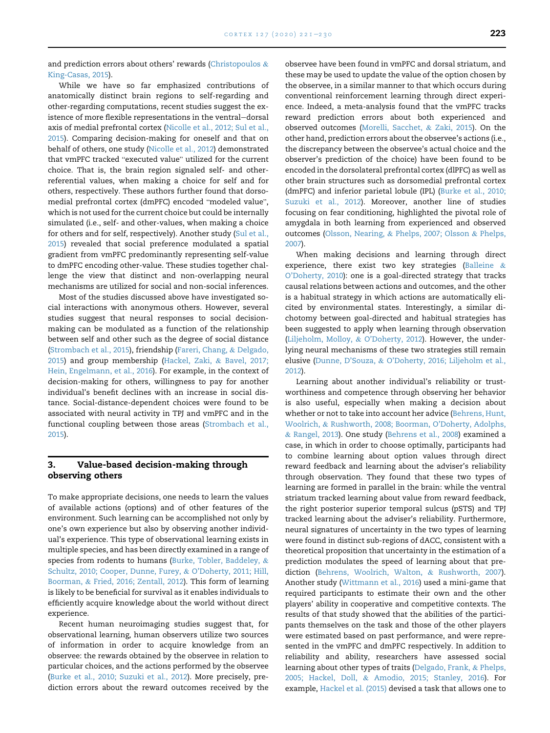and prediction errors about others' rewards (Christopoulos & King-Casas, 2015).

While we have so far emphasized contributions of anatomically distinct brain regions to self-regarding and other-regarding computations, recent studies suggest the existence of more flexible representations in the ventral–dorsal axis of medial prefrontal cortex (Nicolle et al., 2012; Sul et al., 2015). Comparing decision-making for oneself and that on behalf of others, one study (Nicolle et al., 2012) demonstrated that vmPFC tracked "executed value" utilized for the current choice. That is, the brain region signaled self- and other-referential values, when making a choice for self and for others, respectively. These authors further found that dorsomedial prefrontal cortex (dmPFC) encoded "modeled value", which is not used for the current choice but could be internally simulated (i.e., self- and other-values, when making a choice for others and for self, respectively). Another study (Sul et al., 2015) revealed that social preference modulated a spatial gradient from vmPFC predominantly representing self-value to dmPFC encoding other-value. These studies together challenge the view that distinct and non-overlapping neural mechanisms are utilized for social and non-social inferences.

Most of the studies discussed above have investigated social interactions with anonymous others. However, several studies suggest that neural responses to social decision-making can be modulated as a function of the relationship between self and other such as the degree of social distance (Strombach et al., 2015), friendship (Fareri, Chang, & Delgado, 2015) and group membership (Hackel, Zaki, & Bavel, 2017; Hein, Engelmann, et al., 2016). For example, in the context of decision-making for others, willingness to pay for another individual's benefit declines with an increase in social distance. Social-distance-dependent choices were found to be associated with neural activity in TPJ and vmPFC and in the functional coupling between those areas (Strombach et al., 2015).

## 3. Value-based decision-making through observing others

To make appropriate decisions, one needs to learn the values of available actions (options) and of other features of the environment. Such learning can be accomplished not only by one's own experience but also by observing another individual's experience. This type of observational learning exists in multiple species, and has been directly examined in a range of species from rodents to humans (Burke, Tobler, Baddeley, & Schultz, 2010; Cooper, Dunne, Furey, & O'Doherty, 2011; Hill, Boorman, & Fried, 2016; Zentall, 2012). This form of learning is likely to be beneficial for survival as it enables individuals to efficiently acquire knowledge about the world without direct experience.

Recent human neuroimaging studies suggest that, for observational learning, human observers utilize two sources of information in order to acquire knowledge from an observee: the rewards obtained by the observee in relation to particular choices, and the actions performed by the observee (Burke et al., 2010; Suzuki et al., 2012). More precisely, prediction errors about the reward outcomes received by the observee have been found in vmPFC and dorsal striatum, and these may be used to update the value of the option chosen by the observee, in a similar manner to that which occurs during conventional reinforcement learning through direct experience. Indeed, a meta-analysis found that the vmPFC tracks reward prediction errors about both experienced and observed outcomes (Morelli, Sacchet, & Zaki, 2015). On the other hand, prediction errors about the observee's actions (i.e., the discrepancy between the observee's actual choice and the observer's prediction of the choice) have been found to be encoded in the dorsolateral prefrontal cortex (dlPFC) as well as other brain structures such as dorsomedial prefrontal cortex (dmPFC) and inferior parietal lobule (IPL) (Burke et al., 2010; Suzuki et al., 2012). Moreover, another line of studies focusing on fear conditioning, highlighted the pivotal role of amygdala in both learning from experienced and observed outcomes (Olsson, Nearing, & Phelps, 2007; Olsson & Phelps, 2007).

When making decisions and learning through direct experience, there exist two key strategies (Balleine & O'Doherty, 2010): one is a goal-directed strategy that tracks causal relations between actions and outcomes, and the other is a habitual strategy in which actions are automatically elicited by environmental states. Interestingly, a similar dichotomy between goal-directed and habitual strategies has been suggested to apply when learning through observation (Liljeholm, Molloy, & O'Doherty, 2012). However, the underlying neural mechanisms of these two strategies still remain elusive (Dunne, D'Souza, & O'Doherty, 2016; Liljeholm et al., 2012).

Learning about another individual's reliability or trustworthiness and competence through observing her behavior is also useful, especially when making a decision about whether or not to take into account her advice (Behrens, Hunt, Woolrich, & Rushworth, 2008; Boorman, O'Doherty, Adolphs, & Rangel, 2013). One study (Behrens et al., 2008) examined a case, in which in order to choose optimally, participants had to combine learning about option values through direct reward feedback and learning about the adviser's reliability through observation. They found that these two types of learning are formed in parallel in the brain: while the ventral striatum tracked learning about value from reward feedback, the right posterior superior temporal sulcus (pSTS) and TPJ tracked learning about the adviser's reliability. Furthermore, neural signatures of uncertainty in the two types of learning were found in distinct sub-regions of dACC, consistent with a theoretical proposition that uncertainty in the estimation of a prediction modulates the speed of learning about that prediction (Behrens, Woolrich, Walton, & Rushworth, 2007). Another study (Wittmann et al., 2016) used a mini-game that required participants to estimate their own and the other players' ability in cooperative and competitive contexts. The results of that study showed that the abilities of the participants themselves on the task and those of the other players were estimated based on past performance, and were represented in the vmPFC and dmPFC respectively. In addition to reliability and ability, researchers have assessed social learning about other types of traits (Delgado, Frank, & Phelps, 2005; Hackel, Doll, & Amodio, 2015; Stanley, 2016). For example, Hackel et al. (2015) devised a task that allows one to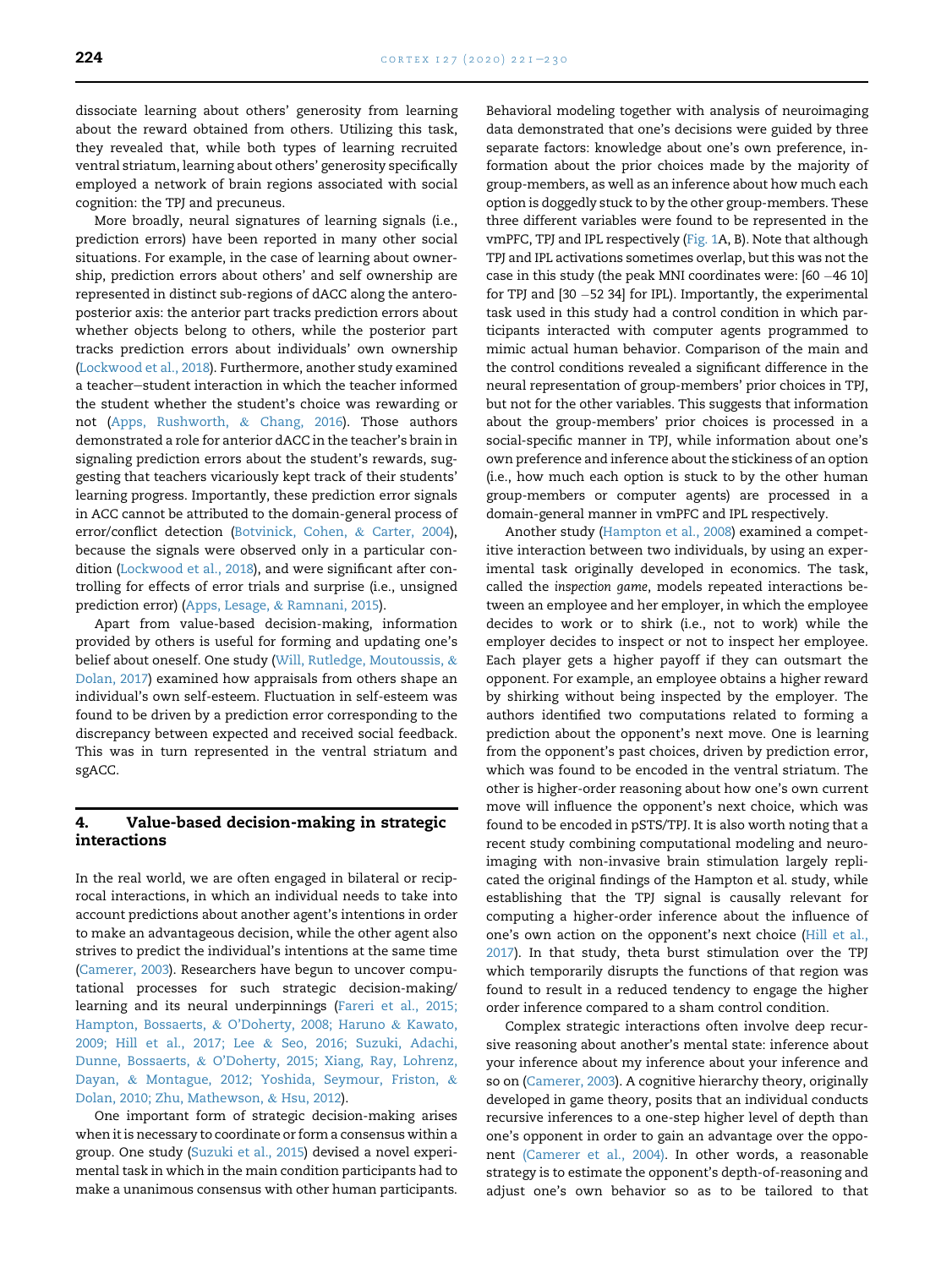dissociate learning about others' generosity from learning about the reward obtained from others. Utilizing this task, they revealed that, while both types of learning recruited ventral striatum, learning about others' generosity specifically employed a network of brain regions associated with social cognition: the TPJ and precuneus.

More broadly, neural signatures of learning signals (i.e., prediction errors) have been reported in many other social situations. For example, in the case of learning about ownership, prediction errors about others' and self ownership are represented in distinct sub-regions of dACC along the anteroposterior axis: the anterior part tracks prediction errors about whether objects belong to others, while the posterior part tracks prediction errors about individuals' own ownership (Lockwood et al., 2018). Furthermore, another study examined a teacher–student interaction in which the teacher informed the student whether the student's choice was rewarding or not (Apps, Rushworth, & Chang, 2016). Those authors demonstrated a role for anterior dACC in the teacher's brain in signaling prediction errors about the student's rewards, suggesting that teachers vicariously kept track of their students' learning progress. Importantly, these prediction error signals in ACC cannot be attributed to the domain-general process of error/conflict detection (Botvinick, Cohen, & Carter, 2004), because the signals were observed only in a particular condition (Lockwood et al., 2018), and were significant after controlling for effects of error trials and surprise (i.e., unsigned prediction error) (Apps, Lesage, & Ramnani, 2015).

Apart from value-based decision-making, information provided by others is useful for forming and updating one's belief about oneself. One study (Will, Rutledge, Moutoussis, & Dolan, 2017) examined how appraisals from others shape an individual's own self-esteem. Fluctuation in self-esteem was found to be driven by a prediction error corresponding to the discrepancy between expected and received social feedback. This was in turn represented in the ventral striatum and sgACC.

## 4. Value-based decision-making in strategic interactions

In the real world, we are often engaged in bilateral or reciprocal interactions, in which an individual needs to take into account predictions about another agent's intentions in order to make an advantageous decision, while the other agent also strives to predict the individual's intentions at the same time (Camerer, 2003). Researchers have begun to uncover computational processes for such strategic decision-making/learning and its neural underpinnings (Fareri et al., 2015; Hampton, Bossaerts, & O'Doherty, 2008; Haruno & Kawato, 2009; Hill et al., 2017; Lee & Seo, 2016; Suzuki, Adachi, Dunne, Bossaerts, & O'Doherty, 2015; Xiang, Ray, Lohrenz, Dayan, & Montague, 2012; Yoshida, Seymour, Friston, & Dolan, 2010; Zhu, Mathewson, & Hsu, 2012).

One important form of strategic decision-making arises when it is necessary to coordinate or form a consensus within a group. One study (Suzuki et al., 2015) devised a novel experimental task in which in the main condition participants had to make a unanimous consensus with other human participants. Behavioral modeling together with analysis of neuroimaging data demonstrated that one's decisions were guided by three separate factors: knowledge about one's own preference, information about the prior choices made by the majority of group-members, as well as an inference about how much each option is doggedly stuck to by the other group-members. These three different variables were found to be represented in the vmPFC, TPJ and IPL respectively (Fig. 1A, B). Note that although TPJ and IPL activations sometimes overlap, but this was not the case in this study (the peak MNI coordinates were: [60 −46 10] for TPJ and [30 −52 34] for IPL). Importantly, the experimental task used in this study had a control condition in which participants interacted with computer agents programmed to mimic actual human behavior. Comparison of the main and the control conditions revealed a significant difference in the neural representation of group-members' prior choices in TPJ, but not for the other variables. This suggests that information about the group-members' prior choices is processed in a social-specific manner in TPJ, while information about one's own preference and inference about the stickiness of an option (i.e., how much each option is stuck to by the other human group-members or computer agents) are processed in a domain-general manner in vmPFC and IPL respectively.

Another study (Hampton et al., 2008) examined a competitive interaction between two individuals, by using an experimental task originally developed in economics. The task, called the *inspection game*, models repeated interactions between an employee and her employer, in which the employee decides to work or to shirk (i.e., not to work) while the employer decides to inspect or not to inspect her employee. Each player gets a higher payoff if they can outsmart the opponent. For example, an employee obtains a higher reward by shirking without being inspected by the employer. The authors identified two computations related to forming a prediction about the opponent's next move. One is learning from the opponent's past choices, driven by prediction error, which was found to be encoded in the ventral striatum. The other is higher-order reasoning about how one's own current move will influence the opponent's next choice, which was found to be encoded in pSTS/TPJ. It is also worth noting that a recent study combining computational modeling and neuroimaging with non-invasive brain stimulation largely replicated the original findings of the Hampton et al. study, while establishing that the TPJ signal is causally relevant for computing a higher-order inference about the influence of one's own action on the opponent's next choice (Hill et al., 2017). In that study, theta burst stimulation over the TPJ which temporarily disrupts the functions of that region was found to result in a reduced tendency to engage the higher order inference compared to a sham control condition.

Complex strategic interactions often involve deep recursive reasoning about another's mental state: inference about your inference about my inference about your inference and so on (Camerer, 2003). A cognitive hierarchy theory, originally developed in game theory, posits that an individual conducts recursive inferences to a one-step higher level of depth than one's opponent in order to gain an advantage over the opponent (Camerer et al., 2004). In other words, a reasonable strategy is to estimate the opponent's depth-of-reasoning and adjust one's own behavior so as to be tailored to that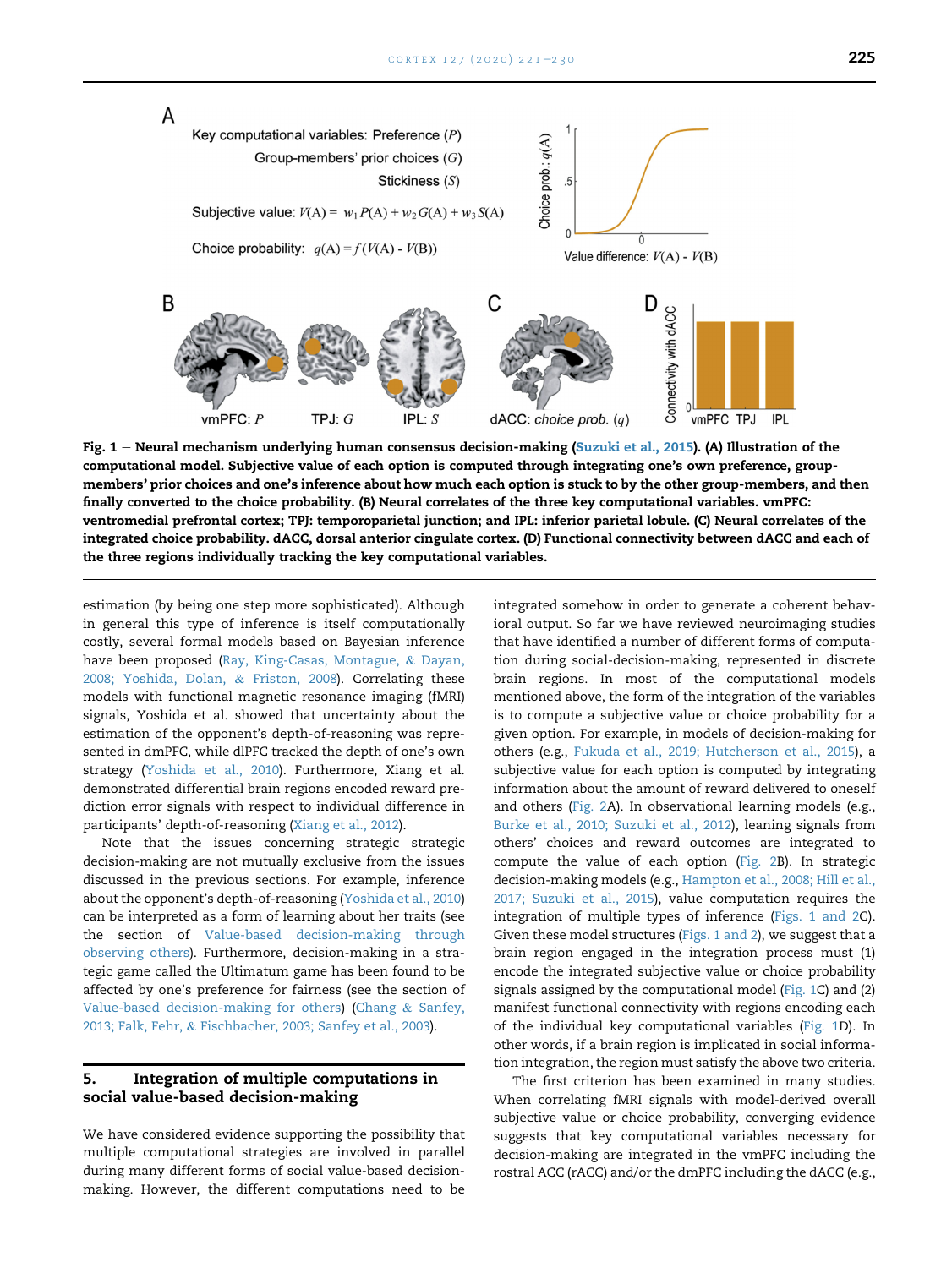**Fig. 1 – Neural mechanism underlying human consensus decision-making (Suzuki et al., 2015). (A) Illustration of the computational model. Subjective value of each option is computed through integrating one's own preference, group-members' prior choices and one's inference about how much each option is stuck to by the other group-members, and then finally converted to the choice probability. (B) Neural correlates of the three key computational variables. vmPFC: ventromedial prefrontal cortex; TPJ: temporoparietal junction; and IPL: inferior parietal lobule. (C) Neural correlates of the integrated choice probability. dACC, dorsal anterior cingulate cortex. (D) Functional connectivity between dACC and each of the three regions individually tracking the key computational variables.**

estimation (by being one step more sophisticated). Although in general this type of inference is itself computationally costly, several formal models based on Bayesian inference have been proposed (Ray, King-Casas, Montague, & Dayan, 2008; Yoshida, Dolan, & Friston, 2008). Correlating these models with functional magnetic resonance imaging (fMRI) signals, Yoshida et al. showed that uncertainty about the estimation of the opponent's depth-of-reasoning was represented in dmPFC, while dlPFC tracked the depth of one's own strategy (Yoshida et al., 2010). Furthermore, Xiang et al. demonstrated differential brain regions encoded reward prediction error signals with respect to individual difference in participants' depth-of-reasoning (Xiang et al., 2012).

Note that the issues concerning strategic strategic decision-making are not mutually exclusive from the issues discussed in the previous sections. For example, inference about the opponent's depth-of-reasoning (Yoshida et al., 2010) can be interpreted as a form of learning about her traits (see the section of Value-based decision-making through observing others). Furthermore, decision-making in a strategic game called the Ultimatum game has been found to be affected by one's preference for fairness (see the section of Value-based decision-making for others) (Chang & Sanfey, 2013; Falk, Fehr, & Fischbacher, 2003; Sanfey et al., 2003).

## 5. Integration of multiple computations in social value-based decision-making

We have considered evidence supporting the possibility that multiple computational strategies are involved in parallel during many different forms of social value-based decision-making. However, the different computations need to be integrated somehow in order to generate a coherent behavioral output. So far we have reviewed neuroimaging studies that have identified a number of different forms of computation during social-decision-making, represented in discrete brain regions. In most of the computational models mentioned above, the form of the integration of the variables is to compute a subjective value or choice probability for a given option. For example, in models of decision-making for others (e.g., Fukuda et al., 2019; Hutcherson et al., 2015), a subjective value for each option is computed by integrating information about the amount of reward delivered to oneself and others (Fig. 2A). In observational learning models (e.g., Burke et al., 2010; Suzuki et al., 2012), leaning signals from others' choices and reward outcomes are integrated to compute the value of each option (Fig. 2B). In strategic decision-making models (e.g., Hampton et al., 2008; Hill et al., 2017; Suzuki et al., 2015), value computation requires the integration of multiple types of inference (Figs. 1 and 2C). Given these model structures (Figs. 1 and 2), we suggest that a brain region engaged in the integration process must (1) encode the integrated subjective value or choice probability signals assigned by the computational model (Fig. 1C) and (2) manifest functional connectivity with regions encoding each of the individual key computational variables (Fig. 1D). In other words, if a brain region is implicated in social information integration, the region must satisfy the above two criteria.

The first criterion has been examined in many studies. When correlating fMRI signals with model-derived overall subjective value or choice probability, converging evidence suggests that key computational variables necessary for decision-making are integrated in the vmPFC including the rostral ACC (rACC) and/or the dmPFC including the dACC (e.g.,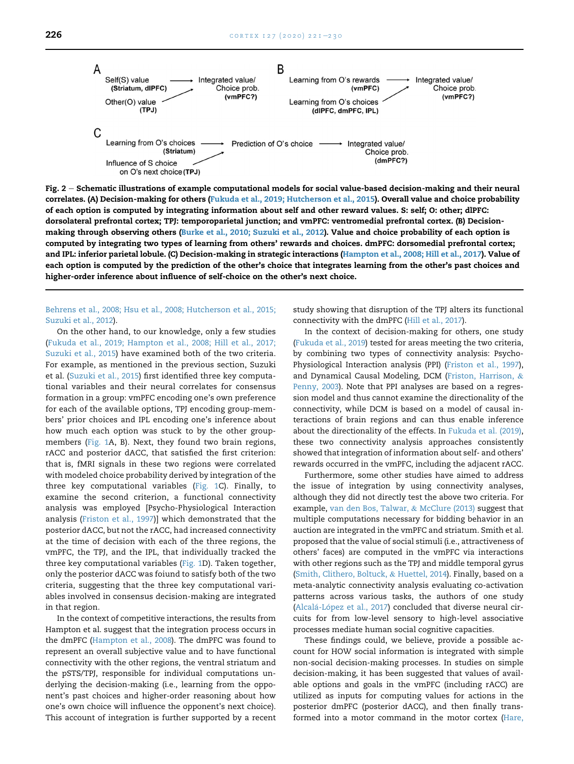A

Self(S) value (Striatum, dlPFC) → Integrated value/ Choice prob. (vmPFC?)

Other(O) value (TPJ) → Integrated value/ Choice prob. (vmPFC?)

B

Learning from O's rewards (vmPFC) → Integrated value/ Choice prob. (vmPFC?)

Learning from O's choices (dlPFC, dmPFC, IPL) → Integrated value/ Choice prob. (vmPFC?)

C

Learning from O's choices (Striatum) → Prediction of O's choice → Integrated value/ Choice prob. (dmPFC?)

Influence of S choice on O's next choice (TPJ) → Prediction of O's choice

**Fig. 2 – Schematic illustrations of example computational models for social value-based decision-making and their neural correlates. (A) Decision-making for others (Fukuda et al., 2019; Hutcherson et al., 2015). Overall value and choice probability of each option is computed by integrating information about self and other reward values. S: self; O: other; dlPFC: dorsolateral prefrontal cortex; TPJ: temporoparietal junction; and vmPFC: ventromedial prefrontal cortex. (B) Decision-making through observing others (Burke et al., 2010; Suzuki et al., 2012). Value and choice probability of each option is computed by integrating two types of learning from others' rewards and choices. dmPFC: dorsomedial prefrontal cortex; and IPL: inferior parietal lobule. (C) Decision-making in strategic interactions (Hampton et al., 2008; Hill et al., 2017). Value of each option is computed by the prediction of the other's choice that integrates learning from the other's past choices and higher-order inference about influence of self-choice on the other's next choice.**

Behrens et al., 2008; Hsu et al., 2008; Hutcherson et al., 2015; Suzuki et al., 2012).

On the other hand, to our knowledge, only a few studies (Fukuda et al., 2019; Hampton et al., 2008; Hill et al., 2017; Suzuki et al., 2015) have examined both of the two criteria. For example, as mentioned in the previous section, Suzuki et al. (Suzuki et al., 2015) first identified three key computational variables and their neural correlates for consensus formation in a group: vmPFC encoding one's own preference for each of the available options, TPJ encoding group-members' prior choices and IPL encoding one's inference about how much each option was stuck to by the other group-members (Fig. 1A, B). Next, they found two brain regions, rACC and posterior dACC, that satisfied the first criterion: that is, fMRI signals in these two regions were correlated with modeled choice probability derived by integration of the three key computational variables (Fig. 1C). Finally, to examine the second criterion, a functional connectivity analysis was employed [Psycho-Physiological Interaction analysis (Friston et al., 1997)] which demonstrated that the posterior dACC, but not the rACC, had increased connectivity at the time of decision with each of the three regions, the vmPFC, the TPJ, and the IPL, that individually tracked the three key computational variables (Fig. 1D). Taken together, only the posterior dACC was foiund to satisfy both of the two criteria, suggesting that the three key computational variables involved in consensus decision-making are integrated in that region.

In the context of competitive interactions, the results from Hampton et al. suggest that the integration process occurs in the dmPFC (Hampton et al., 2008). The dmPFC was found to represent an overall subjective value and to have functional connectivity with the other regions, the ventral striatum and the pSTS/TPJ, responsible for individual computations underlying the decision-making (i.e., learning from the opponent's past choices and higher-order reasoning about how one's own choice will influence the opponent's next choice). This account of integration is further supported by a recent study showing that disruption of the TPJ alters its functional connectivity with the dmPFC (Hill et al., 2017).

In the context of decision-making for others, one study (Fukuda et al., 2019) tested for areas meeting the two criteria, by combining two types of connectivity analysis: Psycho-Physiological Interaction analysis (PPI) (Friston et al., 1997), and Dynamical Causal Modeling, DCM (Friston, Harrison, & Penny, 2003). Note that PPI analyses are based on a regression model and thus cannot examine the directionality of the connectivity, while DCM is based on a model of causal interactions of brain regions and can thus enable inference about the directionality of the effects. In Fukuda et al. (2019), these two connectivity analysis approaches consistently showed that integration of information about self- and others' rewards occurred in the vmPFC, including the adjacent rACC.

Furthermore, some other studies have aimed to address the issue of integration by using connectivity analyses, although they did not directly test the above two criteria. For example, van den Bos, Talwar, & McClure (2013) suggest that multiple computations necessary for bidding behavior in an auction are integrated in the vmPFC and striatum. Smith et al. proposed that the value of social stimuli (i.e., attractiveness of others' faces) are computed in the vmPFC via interactions with other regions such as the TPJ and middle temporal gyrus (Smith, Clithero, Boltuck, & Huettel, 2014). Finally, based on a meta-analytic connectivity analysis evaluating co-activation patterns across various tasks, the authors of one study (Alcalá-López et al., 2017) concluded that diverse neural circuits for from low-level sensory to high-level associative processes mediate human social cognitive capacities.

These findings could, we believe, provide a possible account for HOW social information is integrated with simple non-social decision-making processes. In studies on simple decision-making, it has been suggested that values of available options and goals in the vmPFC (including rACC) are utilized as inputs for computing values for actions in the posterior dmPFC (posterior dACC), and then finally transformed into a motor command in the motor cortex (Hare,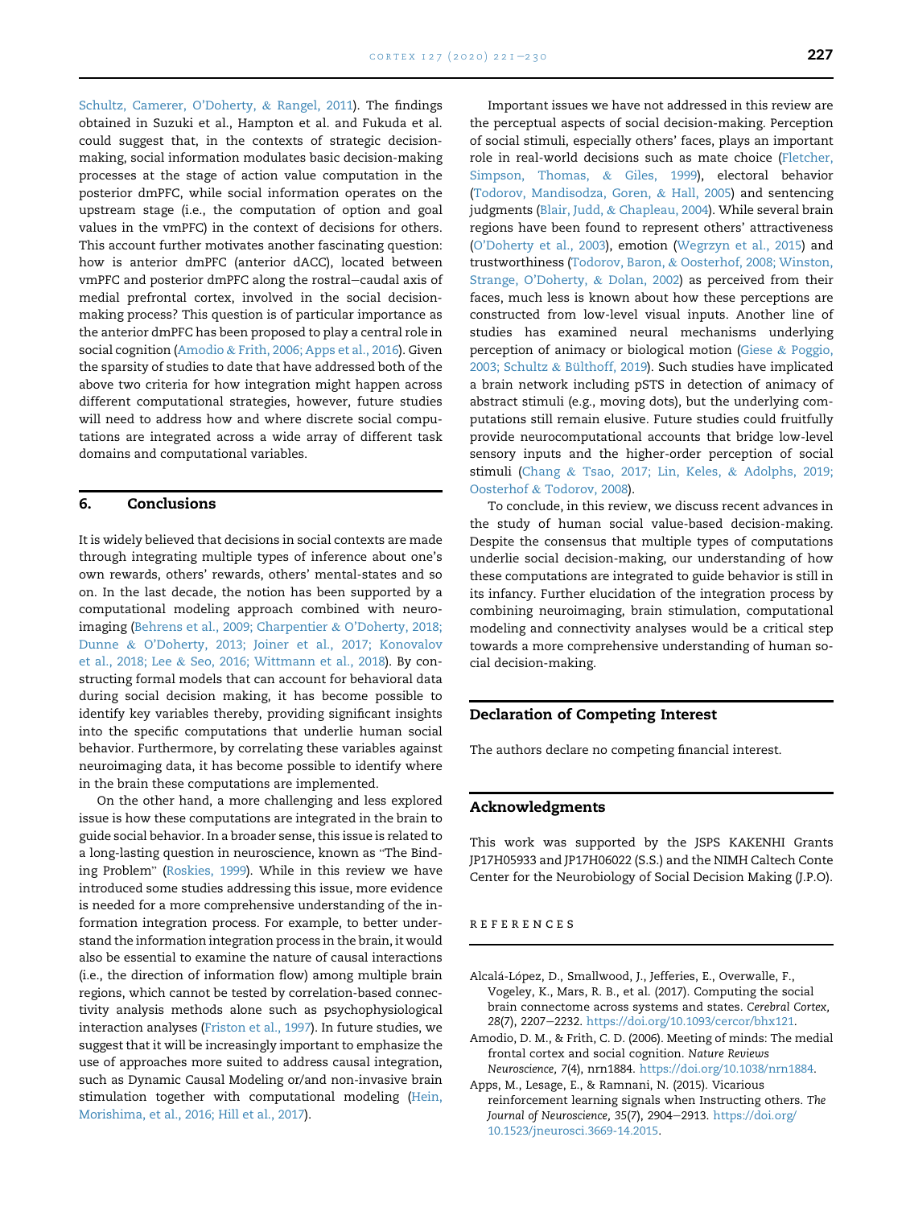Schultz, Camerer, O'Doherty, & Rangel, 2011). The findings obtained in Suzuki et al., Hampton et al. and Fukuda et al. could suggest that, in the contexts of strategic decision-making, social information modulates basic decision-making processes at the stage of action value computation in the posterior dmPFC, while social information operates on the upstream stage (i.e., the computation of option and goal values in the vmPFC) in the context of decisions for others. This account further motivates another fascinating question: how is anterior dmPFC (anterior dACC), located between vmPFC and posterior dmPFC along the rostral–caudal axis of medial prefrontal cortex, involved in the social decision-making process? This question is of particular importance as the anterior dmPFC has been proposed to play a central role in social cognition (Amodio & Frith, 2006; Apps et al., 2016). Given the sparsity of studies to date that have addressed both of the above two criteria for how integration might happen across different computational strategies, however, future studies will need to address how and where discrete social computations are integrated across a wide array of different task domains and computational variables.

## 6. Conclusions

It is widely believed that decisions in social contexts are made through integrating multiple types of inference about one's own rewards, others' rewards, others' mental-states and so on. In the last decade, the notion has been supported by a computational modeling approach combined with neuroimaging (Behrens et al., 2009; Charpentier & O'Doherty, 2018; Dunne & O'Doherty, 2013; Joiner et al., 2017; Konovalov et al., 2018; Lee & Seo, 2016; Wittmann et al., 2018). By constructing formal models that can account for behavioral data during social decision making, it has become possible to identify key variables thereby, providing significant insights into the specific computations that underlie human social behavior. Furthermore, by correlating these variables against neuroimaging data, it has become possible to identify where in the brain these computations are implemented.

On the other hand, a more challenging and less explored issue is how these computations are integrated in the brain to guide social behavior. In a broader sense, this issue is related to a long-lasting question in neuroscience, known as "The Binding Problem" (Roskies, 1999). While in this review we have introduced some studies addressing this issue, more evidence is needed for a more comprehensive understanding of the information integration process. For example, to better understand the information integration process in the brain, it would also be essential to examine the nature of causal interactions (i.e., the direction of information flow) among multiple brain regions, which cannot be tested by correlation-based connectivity analysis methods alone such as psychophysiological interaction analyses (Friston et al., 1997). In future studies, we suggest that it will be increasingly important to emphasize the use of approaches more suited to address causal integration, such as Dynamic Causal Modeling or/and non-invasive brain stimulation together with computational modeling (Hein, Morishima, et al., 2016; Hill et al., 2017).

Important issues we have not addressed in this review are the perceptual aspects of social decision-making. Perception of social stimuli, especially others' faces, plays an important role in real-world decisions such as mate choice (Fletcher, Simpson, Thomas, & Giles, 1999), electoral behavior (Todorov, Mandisodza, Goren, & Hall, 2005) and sentencing judgments (Blair, Judd, & Chapleau, 2004). While several brain regions have been found to represent others' attractiveness (O'Doherty et al., 2003), emotion (Wegrzyn et al., 2015) and trustworthiness (Todorov, Baron, & Oosterhof, 2008; Winston, Strange, O'Doherty, & Dolan, 2002) as perceived from their faces, much less is known about how these perceptions are constructed from low-level visual inputs. Another line of studies has examined neural mechanisms underlying perception of animacy or biological motion (Giese & Poggio, 2003; Schultz & Bülthoff, 2019). Such studies have implicated a brain network including pSTS in detection of animacy of abstract stimuli (e.g., moving dots), but the underlying computations still remain elusive. Future studies could fruitfully provide neurocomputational accounts that bridge low-level sensory inputs and the higher-order perception of social stimuli (Chang & Tsao, 2017; Lin, Keles, & Adolphs, 2019; Oosterhof & Todorov, 2008).

To conclude, in this review, we discuss recent advances in the study of human social value-based decision-making. Despite the consensus that multiple types of computations underlie social decision-making, our understanding of how these computations are integrated to guide behavior is still in its infancy. Further elucidation of the integration process by combining neuroimaging, brain stimulation, computational modeling and connectivity analyses would be a critical step towards a more comprehensive understanding of human social decision-making.

## Declaration of Competing Interest

The authors declare no competing financial interest.

## Acknowledgments

This work was supported by the JSPS KAKENHI Grants JP17H05933 and JP17H06022 (S.S.) and the NIMH Caltech Conte Center for the Neurobiology of Social Decision Making (J.P.O).

## REFERENCES

Alcalá-López, D., Smallwood, J., Jefferies, E., Overwalle, F., Vogeley, K., Mars, R. B., et al. (2017). Computing the social brain connectome across systems and states. *Cerebral Cortex, 28*(7), 2207–2232. https://doi.org/10.1093/cercor/bhx121.

Amodio, D. M., & Frith, C. D. (2006). Meeting of minds: The medial frontal cortex and social cognition. *Nature Reviews Neuroscience, 7*(4), nrn1884. https://doi.org/10.1038/nrn1884.

Apps, M., Lesage, E., & Ramnani, N. (2015). Vicarious reinforcement learning signals when Instructing others. *The Journal of Neuroscience, 35*(7), 2904–2913. https://doi.org/10.1523/jneurosci.3669-14.2015.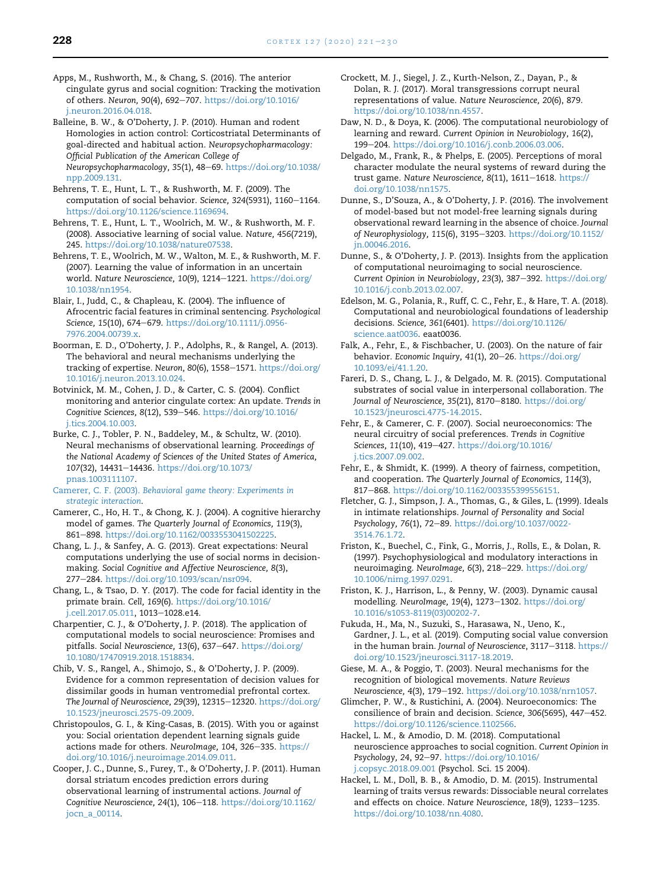Apps, M., Rushworth, M., & Chang, S. (2016). The anterior cingulate gyrus and social cognition: Tracking the motivation of others. *Neuron, 90*(4), 692–707. https://doi.org/10.1016/j.neuron.2016.04.018.

Balleine, B. W., & O'Doherty, J. P. (2010). Human and rodent Homologies in action control: Corticostriatal Determinants of goal-directed and habitual action. *Neuropsychopharmacology: Official Publication of the American College of Neuropsychopharmacology, 35*(1), 48–69. https://doi.org/10.1038/npp.2009.131.

Behrens, T. E., Hunt, L. T., & Rushworth, M. F. (2009). The computation of social behavior. *Science, 324*(5931), 1160–1164. https://doi.org/10.1126/science.1169694.

Behrens, T. E., Hunt, L. T., Woolrich, M. W., & Rushworth, M. F. (2008). Associative learning of social value. *Nature, 456*(7219), 245. https://doi.org/10.1038/nature07538.

Behrens, T. E., Woolrich, M. W., Walton, M. E., & Rushworth, M. F. (2007). Learning the value of information in an uncertain world. *Nature Neuroscience, 10*(9), 1214–1221. https://doi.org/10.1038/nn1954.

Blair, I., Judd, C., & Chapleau, K. (2004). The influence of Afrocentric facial features in criminal sentencing. *Psychological Science, 15*(10), 674–679. https://doi.org/10.1111/j.0956-7976.2004.00739.x.

Boorman, E. D., O'Doherty, J. P., Adolphs, R., & Rangel, A. (2013). The behavioral and neural mechanisms underlying the tracking of expertise. *Neuron, 80*(6), 1558–1571. https://doi.org/10.1016/j.neuron.2013.10.024.

Botvinick, M. M., Cohen, J. D., & Carter, C. S. (2004). Conflict monitoring and anterior cingulate cortex: An update. *Trends in Cognitive Sciences, 8*(12), 539–546. https://doi.org/10.1016/j.tics.2004.10.003.

Burke, C. J., Tobler, P. N., Baddeley, M., & Schultz, W. (2010). Neural mechanisms of observational learning. *Proceedings of the National Academy of Sciences of the United States of America, 107*(32), 14431–14436. https://doi.org/10.1073/pnas.1003111107.

Camerer, C. F. (2003). *Behavioral game theory: Experiments in strategic interaction*.

Camerer, C., Ho, H. T., & Chong, K. J. (2004). A cognitive hierarchy model of games. *The Quarterly Journal of Economics, 119*(3), 861–898. https://doi.org/10.1162/0033553041502225.

Chang, L. J., & Sanfey, A. G. (2013). Great expectations: Neural computations underlying the use of social norms in decision-making. *Social Cognitive and Affective Neuroscience, 8*(3), 277–284. https://doi.org/10.1093/scan/nsr094.

Chang, L., & Tsao, D. Y. (2017). The code for facial identity in the primate brain. *Cell, 169*(6). https://doi.org/10.1016/j.cell.2017.05.011, 1013–1028.e14.

Charpentier, C. J., & O'Doherty, J. P. (2018). The application of computational models to social neuroscience: Promises and pitfalls. *Social Neuroscience, 13*(6), 637–647. https://doi.org/10.1080/17470919.2018.1518834.

Chib, V. S., Rangel, A., Shimojo, S., & O'Doherty, J. P. (2009). Evidence for a common representation of decision values for dissimilar goods in human ventromedial prefrontal cortex. *The Journal of Neuroscience, 29*(39), 12315–12320. https://doi.org/10.1523/jneurosci.2575-09.2009.

Christopoulos, G. I., & King-Casas, B. (2015). With you or against you: Social orientation dependent learning signals guide actions made for others. *NeuroImage, 104*, 326–335. https://doi.org/10.1016/j.neuroimage.2014.09.011.

Cooper, J. C., Dunne, S., Furey, T., & O'Doherty, J. P. (2011). Human dorsal striatum encodes prediction errors during observational learning of instrumental actions. *Journal of Cognitive Neuroscience, 24*(1), 106–118. https://doi.org/10.1162/jocn_a_00114.

Crockett, M. J., Siegel, J. Z., Kurth-Nelson, Z., Dayan, P., & Dolan, R. J. (2017). Moral transgressions corrupt neural representations of value. *Nature Neuroscience, 20*(6), 879. https://doi.org/10.1038/nn.4557.

Daw, N. D., & Doya, K. (2006). The computational neurobiology of learning and reward. *Current Opinion in Neurobiology, 16*(2), 199–204. https://doi.org/10.1016/j.conb.2006.03.006.

Delgado, M., Frank, R., & Phelps, E. (2005). Perceptions of moral character modulate the neural systems of reward during the trust game. *Nature Neuroscience, 8*(11), 1611–1618. https://doi.org/10.1038/nn1575.

Dunne, S., D'Souza, A., & O'Doherty, J. P. (2016). The involvement of model-based but not model-free learning signals during observational reward learning in the absence of choice. *Journal of Neurophysiology, 115*(6), 3195–3203. https://doi.org/10.1152/jn.00046.2016.

Dunne, S., & O'Doherty, J. P. (2013). Insights from the application of computational neuroimaging to social neuroscience. *Current Opinion in Neurobiology, 23*(3), 387–392. https://doi.org/10.1016/j.conb.2013.02.007.

Edelson, M. G., Polania, R., Ruff, C. C., Fehr, E., & Hare, T. A. (2018). Computational and neurobiological foundations of leadership decisions. *Science, 361*(6401). https://doi.org/10.1126/science.aat0036. eaat0036.

Falk, A., Fehr, E., & Fischbacher, U. (2003). On the nature of fair behavior. *Economic Inquiry, 41*(1), 20–26. https://doi.org/10.1093/ei/41.1.20.

Fareri, D. S., Chang, L. J., & Delgado, M. R. (2015). Computational substrates of social value in interpersonal collaboration. *The Journal of Neuroscience, 35*(21), 8170–8180. https://doi.org/10.1523/jneurosci.4775-14.2015.

Fehr, E., & Camerer, C. F. (2007). Social neuroeconomics: The neural circuitry of social preferences. *Trends in Cognitive Sciences, 11*(10), 419–427. https://doi.org/10.1016/j.tics.2007.09.002.

Fehr, E., & Shmidt, K. (1999). A theory of fairness, competition, and cooperation. *The Quarterly Journal of Economics, 114*(3), 817–868. https://doi.org/10.1162/003355399556151.

Fletcher, G. J., Simpson, J. A., Thomas, G., & Giles, L. (1999). Ideals in intimate relationships. *Journal of Personality and Social Psychology, 76*(1), 72–89. https://doi.org/10.1037/0022-3514.76.1.72.

Friston, K., Buechel, C., Fink, G., Morris, J., Rolls, E., & Dolan, R. (1997). Psychophysiological and modulatory interactions in neuroimaging. *NeuroImage, 6*(3), 218–229. https://doi.org/10.1006/nimg.1997.0291.

Friston, K. J., Harrison, L., & Penny, W. (2003). Dynamic causal modelling. *NeuroImage, 19*(4), 1273–1302. https://doi.org/10.1016/s1053-8119(03)00202-7.

Fukuda, H., Ma, N., Suzuki, S., Harasawa, N., Ueno, K., Gardner, J. L., et al. (2019). Computing social value conversion in the human brain. *Journal of Neuroscience*, 3117–3118. https://doi.org/10.1523/jneurosci.3117-18.2019.

Giese, M. A., & Poggio, T. (2003). Neural mechanisms for the recognition of biological movements. *Nature Reviews Neuroscience, 4*(3), 179–192. https://doi.org/10.1038/nrn1057.

Glimcher, P. W., & Rustichini, A. (2004). Neuroeconomics: The consilience of brain and decision. *Science, 306*(5695), 447–452. https://doi.org/10.1126/science.1102566.

Hackel, L. M., & Amodio, D. M. (2018). Computational neuroscience approaches to social cognition. *Current Opinion in Psychology, 24*, 92–97. https://doi.org/10.1016/j.copsyc.2018.09.001 (Psychol. Sci. 15 2004).

Hackel, L. M., Doll, B. B., & Amodio, D. M. (2015). Instrumental learning of traits versus rewards: Dissociable neural correlates and effects on choice. *Nature Neuroscience, 18*(9), 1233–1235. https://doi.org/10.1038/nn.4080.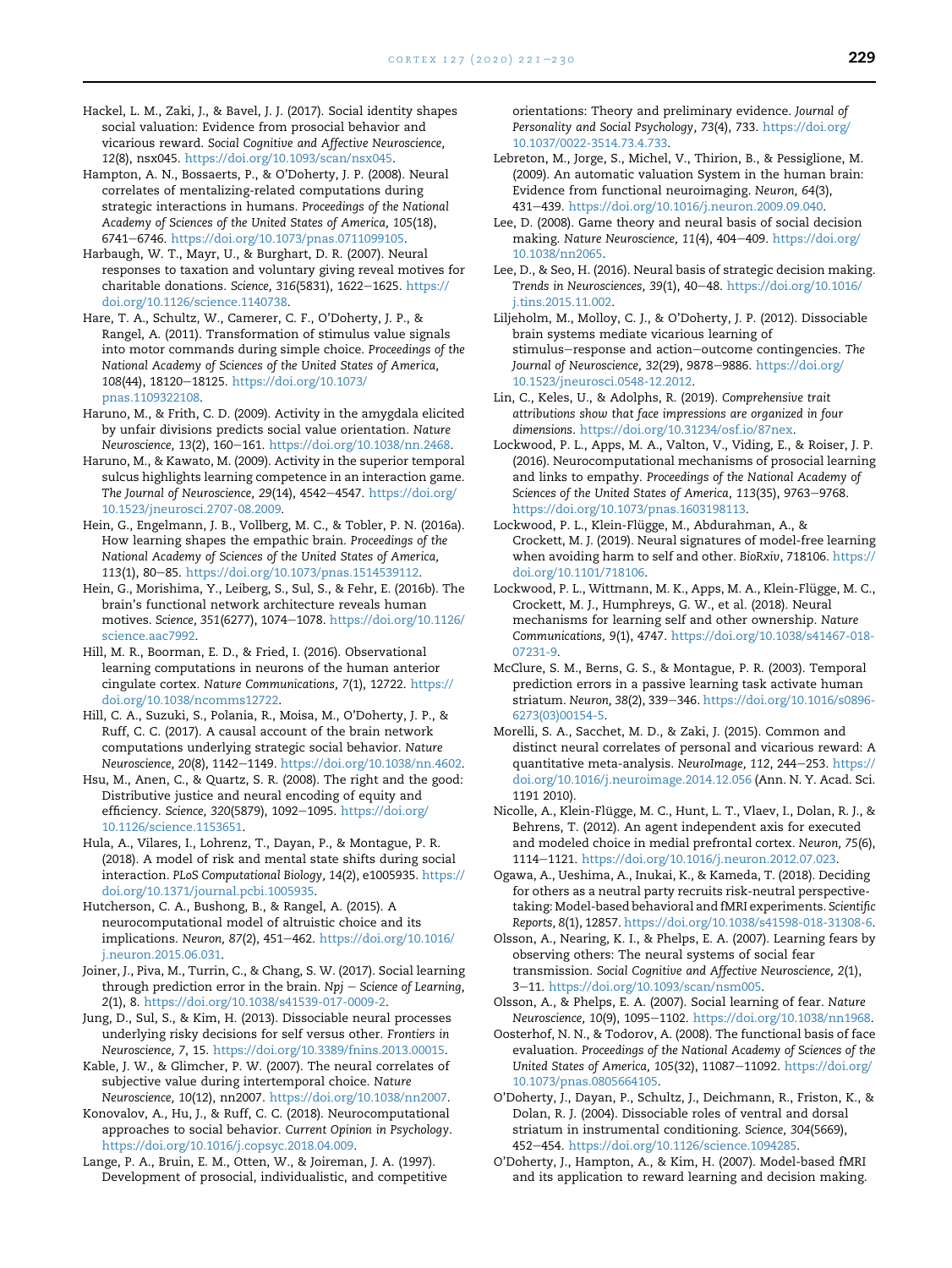Hackel, L. M., Zaki, J., & Bavel, J. J. (2017). Social identity shapes social valuation: Evidence from prosocial behavior and vicarious reward. *Social Cognitive and Affective Neuroscience, 12*(8), nsx045. https://doi.org/10.1093/scan/nsx045.

Hampton, A. N., Bossaerts, P., & O'Doherty, J. P. (2008). Neural correlates of mentalizing-related computations during strategic interactions in humans. *Proceedings of the National Academy of Sciences of the United States of America, 105*(18), 6741–6746. https://doi.org/10.1073/pnas.0711099105.

Harbaugh, W. T., Mayr, U., & Burghart, D. R. (2007). Neural responses to taxation and voluntary giving reveal motives for charitable donations. *Science, 316*(5831), 1622–1625. https://doi.org/10.1126/science.1140738.

Hare, T. A., Schultz, W., Camerer, C. F., O'Doherty, J. P., & Rangel, A. (2011). Transformation of stimulus value signals into motor commands during simple choice. *Proceedings of the National Academy of Sciences of the United States of America, 108*(44), 18120–18125. https://doi.org/10.1073/pnas.1109322108.

Haruno, M., & Frith, C. D. (2009). Activity in the amygdala elicited by unfair divisions predicts social value orientation. *Nature Neuroscience, 13*(2), 160–161. https://doi.org/10.1038/nn.2468.

Haruno, M., & Kawato, M. (2009). Activity in the superior temporal sulcus highlights learning competence in an interaction game. *The Journal of Neuroscience, 29*(14), 4542–4547. https://doi.org/10.1523/jneurosci.2707-08.2009.

Hein, G., Engelmann, J. B., Vollberg, M. C., & Tobler, P. N. (2016a). How learning shapes the empathic brain. *Proceedings of the National Academy of Sciences of the United States of America, 113*(1), 80–85. https://doi.org/10.1073/pnas.1514539112.

Hein, G., Morishima, Y., Leiberg, S., Sul, S., & Fehr, E. (2016b). The brain's functional network architecture reveals human motives. *Science, 351*(6277), 1074–1078. https://doi.org/10.1126/science.aac7992.

Hill, M. R., Boorman, E. D., & Fried, I. (2016). Observational learning computations in neurons of the human anterior cingulate cortex. *Nature Communications, 7*(1), 12722. https://doi.org/10.1038/ncomms12722.

Hill, C. A., Suzuki, S., Polania, R., Moisa, M., O'Doherty, J. P., & Ruff, C. C. (2017). A causal account of the brain network computations underlying strategic social behavior. *Nature Neuroscience, 20*(8), 1142–1149. https://doi.org/10.1038/nn.4602.

Hsu, M., Anen, C., & Quartz, S. R. (2008). The right and the good: Distributive justice and neural encoding of equity and efficiency. *Science, 320*(5879), 1092–1095. https://doi.org/10.1126/science.1153651.

Hula, A., Vilares, I., Lohrenz, T., Dayan, P., & Montague, P. R. (2018). A model of risk and mental state shifts during social interaction. *PLoS Computational Biology, 14*(2), e1005935. https://doi.org/10.1371/journal.pcbi.1005935.

Hutcherson, C. A., Bushong, B., & Rangel, A. (2015). A neurocomputational model of altruistic choice and its implications. *Neuron, 87*(2), 451–462. https://doi.org/10.1016/j.neuron.2015.06.031.

Joiner, J., Piva, M., Turrin, C., & Chang, S. W. (2017). Social learning through prediction error in the brain. *Npj – Science of Learning, 2*(1), 8. https://doi.org/10.1038/s41539-017-0009-2.

Jung, D., Sul, S., & Kim, H. (2013). Dissociable neural processes underlying risky decisions for self versus other. *Frontiers in Neuroscience, 7*, 15. https://doi.org/10.3389/fnins.2013.00015.

Kable, J. W., & Glimcher, P. W. (2007). The neural correlates of subjective value during intertemporal choice. *Nature Neuroscience, 10*(12), nn2007. https://doi.org/10.1038/nn2007.

Konovalov, A., Hu, J., & Ruff, C. C. (2018). Neurocomputational approaches to social behavior. *Current Opinion in Psychology*. https://doi.org/10.1016/j.copsyc.2018.04.009.

Lange, P. A., Bruin, E. M., Otten, W., & Joireman, J. A. (1997). Development of prosocial, individualistic, and competitive orientations: Theory and preliminary evidence. *Journal of Personality and Social Psychology, 73*(4), 733. https://doi.org/10.1037/0022-3514.73.4.733.

Lebreton, M., Jorge, S., Michel, V., Thirion, B., & Pessiglione, M. (2009). An automatic valuation System in the human brain: Evidence from functional neuroimaging. *Neuron, 64*(3), 431–439. https://doi.org/10.1016/j.neuron.2009.09.040.

Lee, D. (2008). Game theory and neural basis of social decision making. *Nature Neuroscience, 11*(4), 404–409. https://doi.org/10.1038/nn2065.

Lee, D., & Seo, H. (2016). Neural basis of strategic decision making. *Trends in Neurosciences, 39*(1), 40–48. https://doi.org/10.1016/j.tins.2015.11.002.

Liljeholm, M., Molloy, C. J., & O'Doherty, J. P. (2012). Dissociable brain systems mediate vicarious learning of stimulus–response and action–outcome contingencies. *The Journal of Neuroscience, 32*(29), 9878–9886. https://doi.org/10.1523/jneurosci.0548-12.2012.

Lin, C., Keles, U., & Adolphs, R. (2019). *Comprehensive trait attributions show that face impressions are organized in four dimensions*. https://doi.org/10.31234/osf.io/87nex.

Lockwood, P. L., Apps, M. A., Valton, V., Viding, E., & Roiser, J. P. (2016). Neurocomputational mechanisms of prosocial learning and links to empathy. *Proceedings of the National Academy of Sciences of the United States of America, 113*(35), 9763–9768. https://doi.org/10.1073/pnas.1603198113.

Lockwood, P. L., Klein-Flügge, M., Abdurahman, A., & Crockett, M. J. (2019). Neural signatures of model-free learning when avoiding harm to self and other. *BioRxiv*, 718106. https://doi.org/10.1101/718106.

Lockwood, P. L., Wittmann, M. K., Apps, M. A., Klein-Flügge, M. C., Crockett, M. J., Humphreys, G. W., et al. (2018). Neural mechanisms for learning self and other ownership. *Nature Communications, 9*(1), 4747. https://doi.org/10.1038/s41467-018-07231-9.

McClure, S. M., Berns, G. S., & Montague, P. R. (2003). Temporal prediction errors in a passive learning task activate human striatum. *Neuron, 38*(2), 339–346. https://doi.org/10.1016/s0896-6273(03)00154-5.

Morelli, S. A., Sacchet, M. D., & Zaki, J. (2015). Common and distinct neural correlates of personal and vicarious reward: A quantitative meta-analysis. *NeuroImage, 112*, 244–253. https://doi.org/10.1016/j.neuroimage.2014.12.056 (Ann. N. Y. Acad. Sci. 1191 2010).

Nicolle, A., Klein-Flügge, M. C., Hunt, L. T., Vlaev, I., Dolan, R. J., & Behrens, T. (2012). An agent independent axis for executed and modeled choice in medial prefrontal cortex. *Neuron, 75*(6), 1114–1121. https://doi.org/10.1016/j.neuron.2012.07.023.

Ogawa, A., Ueshima, A., Inukai, K., & Kameda, T. (2018). Deciding for others as a neutral party recruits risk-neutral perspective-taking: Model-based behavioral and fMRI experiments. *Scientific Reports, 8*(1), 12857. https://doi.org/10.1038/s41598-018-31308-6.

Olsson, A., Nearing, K. I., & Phelps, E. A. (2007). Learning fears by observing others: The neural systems of social fear transmission. *Social Cognitive and Affective Neuroscience, 2*(1), 3–11. https://doi.org/10.1093/scan/nsm005.

Olsson, A., & Phelps, E. A. (2007). Social learning of fear. *Nature Neuroscience, 10*(9), 1095–1102. https://doi.org/10.1038/nn1968.

Oosterhof, N. N., & Todorov, A. (2008). The functional basis of face evaluation. *Proceedings of the National Academy of Sciences of the United States of America, 105*(32), 11087–11092. https://doi.org/10.1073/pnas.0805664105.

O'Doherty, J., Dayan, P., Schultz, J., Deichmann, R., Friston, K., & Dolan, R. J. (2004). Dissociable roles of ventral and dorsal striatum in instrumental conditioning. *Science, 304*(5669), 452–454. https://doi.org/10.1126/science.1094285.

O'Doherty, J., Hampton, A., & Kim, H. (2007). Model-based fMRI and its application to reward learning and decision making.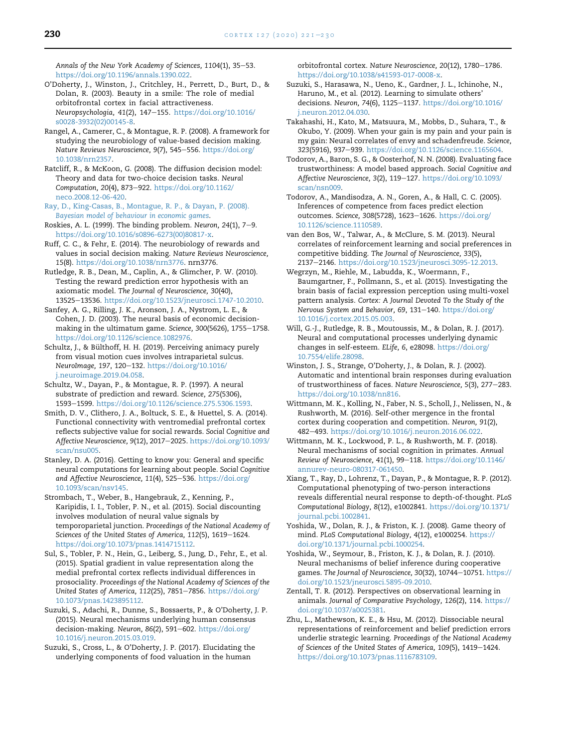Annals of the New York Academy of Sciences, 1104(1), 35–53. https://doi.org/10.1196/annals.1390.022.

O'Doherty, J., Winston, J., Critchley, H., Perrett, D., Burt, D., & Dolan, R. (2003). Beauty in a smile: The role of medial orbitofrontal cortex in facial attractiveness. *Neuropsychologia, 41*(2), 147–155. https://doi.org/10.1016/s0028-3932(02)00145-8.

Rangel, A., Camerer, C., & Montague, R. P. (2008). A framework for studying the neurobiology of value-based decision making. *Nature Reviews Neuroscience, 9*(7), 545–556. https://doi.org/10.1038/nrn2357.

Ratcliff, R., & McKoon, G. (2008). The diffusion decision model: Theory and data for two-choice decision tasks. *Neural Computation, 20*(4), 873–922. https://doi.org/10.1162/neco.2008.12-06-420.

Ray, D., King-Casas, B., Montague, R. P., & Dayan, P. (2008). *Bayesian model of behaviour in economic games*.

Roskies, A. L. (1999). The binding problem. *Neuron, 24*(1), 7–9. https://doi.org/10.1016/s0896-6273(00)80817-x.

Ruff, C. C., & Fehr, E. (2014). The neurobiology of rewards and values in social decision making. *Nature Reviews Neuroscience, 15*(8). https://doi.org/10.1038/nrn3776. nrn3776.

Rutledge, R. B., Dean, M., Caplin, A., & Glimcher, P. W. (2010). Testing the reward prediction error hypothesis with an axiomatic model. *The Journal of Neuroscience, 30*(40), 13525–13536. https://doi.org/10.1523/jneurosci.1747-10.2010.

Sanfey, A. G., Rilling, J. K., Aronson, J. A., Nystrom, L. E., & Cohen, J. D. (2003). The neural basis of economic decision-making in the ultimatum game. *Science, 300*(5626), 1755–1758. https://doi.org/10.1126/science.1082976.

Schultz, J., & Bülthoff, H. H. (2019). Perceiving animacy purely from visual motion cues involves intraparietal sulcus. *NeuroImage, 197*, 120–132. https://doi.org/10.1016/j.neuroimage.2019.04.058.

Schultz, W., Dayan, P., & Montague, R. P. (1997). A neural substrate of prediction and reward. *Science, 275*(5306), 1593–1599. https://doi.org/10.1126/science.275.5306.1593.

Smith, D. V., Clithero, J. A., Boltuck, S. E., & Huettel, S. A. (2014). Functional connectivity with ventromedial prefrontal cortex reflects subjective value for social rewards. *Social Cognitive and Affective Neuroscience, 9*(12), 2017–2025. https://doi.org/10.1093/scan/nsu005.

Stanley, D. A. (2016). Getting to know you: General and specific neural computations for learning about people. *Social Cognitive and Affective Neuroscience, 11*(4), 525–536. https://doi.org/10.1093/scan/nsv145.

Strombach, T., Weber, B., Hangebrauk, Z., Kenning, P., Karipidis, I. I., Tobler, P. N., et al. (2015). Social discounting involves modulation of neural value signals by temporoparietal junction. *Proceedings of the National Academy of Sciences of the United States of America, 112*(5), 1619–1624. https://doi.org/10.1073/pnas.1414715112.

Sul, S., Tobler, P. N., Hein, G., Leiberg, S., Jung, D., Fehr, E., et al. (2015). Spatial gradient in value representation along the medial prefrontal cortex reflects individual differences in prosociality. *Proceedings of the National Academy of Sciences of the United States of America, 112*(25), 7851–7856. https://doi.org/10.1073/pnas.1423895112.

Suzuki, S., Adachi, R., Dunne, S., Bossaerts, P., & O'Doherty, J. P. (2015). Neural mechanisms underlying human consensus decision-making. *Neuron, 86*(2), 591–602. https://doi.org/10.1016/j.neuron.2015.03.019.

Suzuki, S., Cross, L., & O'Doherty, J. P. (2017). Elucidating the underlying components of food valuation in the human orbitofrontal cortex. *Nature Neuroscience, 20*(12), 1780–1786. https://doi.org/10.1038/s41593-017-0008-x.

Suzuki, S., Harasawa, N., Ueno, K., Gardner, J. L., Ichinohe, N., Haruno, M., et al. (2012). Learning to simulate others' decisions. *Neuron, 74*(6), 1125–1137. https://doi.org/10.1016/j.neuron.2012.04.030.

Takahashi, H., Kato, M., Matsuura, M., Mobbs, D., Suhara, T., & Okubo, Y. (2009). When your gain is my pain and your pain is my gain: Neural correlates of envy and schadenfreude. *Science, 323*(5916), 937–939. https://doi.org/10.1126/science.1165604.

Todorov, A., Baron, S. G., & Oosterhof, N. N. (2008). Evaluating face trustworthiness: A model based approach. *Social Cognitive and Affective Neuroscience, 3*(2), 119–127. https://doi.org/10.1093/scan/nsn009.

Todorov, A., Mandisodza, A. N., Goren, A., & Hall, C. C. (2005). Inferences of competence from faces predict election outcomes. *Science, 308*(5728), 1623–1626. https://doi.org/10.1126/science.1110589.

van den Bos, W., Talwar, A., & McClure, S. M. (2013). Neural correlates of reinforcement learning and social preferences in competitive bidding. *The Journal of Neuroscience, 33*(5), 2137–2146. https://doi.org/10.1523/jneurosci.3095-12.2013.

Wegrzyn, M., Riehle, M., Labudda, K., Woermann, F., Baumgartner, F., Pollmann, S., et al. (2015). Investigating the brain basis of facial expression perception using multi-voxel pattern analysis. *Cortex: A Journal Devoted To the Study of the Nervous System and Behavior, 69*, 131–140. https://doi.org/10.1016/j.cortex.2015.05.003.

Will, G.-J., Rutledge, R. B., Moutoussis, M., & Dolan, R. J. (2017). Neural and computational processes underlying dynamic changes in self-esteem. *ELife, 6*, e28098. https://doi.org/10.7554/elife.28098.

Winston, J. S., Strange, O'Doherty, J., & Dolan, R. J. (2002). Automatic and intentional brain responses during evaluation of trustworthiness of faces. *Nature Neuroscience, 5*(3), 277–283. https://doi.org/10.1038/nn816.

Wittmann, M. K., Kolling, N., Faber, N. S., Scholl, J., Nelissen, N., & Rushworth, M. (2016). Self-other mergence in the frontal cortex during cooperation and competition. *Neuron, 91*(2), 482–493. https://doi.org/10.1016/j.neuron.2016.06.022.

Wittmann, M. K., Lockwood, P. L., & Rushworth, M. F. (2018). Neural mechanisms of social cognition in primates. *Annual Review of Neuroscience, 41*(1), 99–118. https://doi.org/10.1146/annurev-neuro-080317-061450.

Xiang, T., Ray, D., Lohrenz, T., Dayan, P., & Montague, R. P. (2012). Computational phenotyping of two-person interactions reveals differential neural response to depth-of-thought. *PLoS Computational Biology, 8*(12), e1002841. https://doi.org/10.1371/journal.pcbi.1002841.

Yoshida, W., Dolan, R. J., & Friston, K. J. (2008). Game theory of mind. *PLoS Computational Biology, 4*(12), e1000254. https://doi.org/10.1371/journal.pcbi.1000254.

Yoshida, W., Seymour, B., Friston, K. J., & Dolan, R. J. (2010). Neural mechanisms of belief inference during cooperative games. *The Journal of Neuroscience, 30*(32), 10744–10751. https://doi.org/10.1523/jneurosci.5895-09.2010.

Zentall, T. R. (2012). Perspectives on observational learning in animals. *Journal of Comparative Psychology, 126*(2), 114. https://doi.org/10.1037/a0025381.

Zhu, L., Mathewson, K. E., & Hsu, M. (2012). Dissociable neural representations of reinforcement and belief prediction errors underlie strategic learning. *Proceedings of the National Academy of Sciences of the United States of America, 109*(5), 1419–1424. https://doi.org/10.1073/pnas.1116783109.